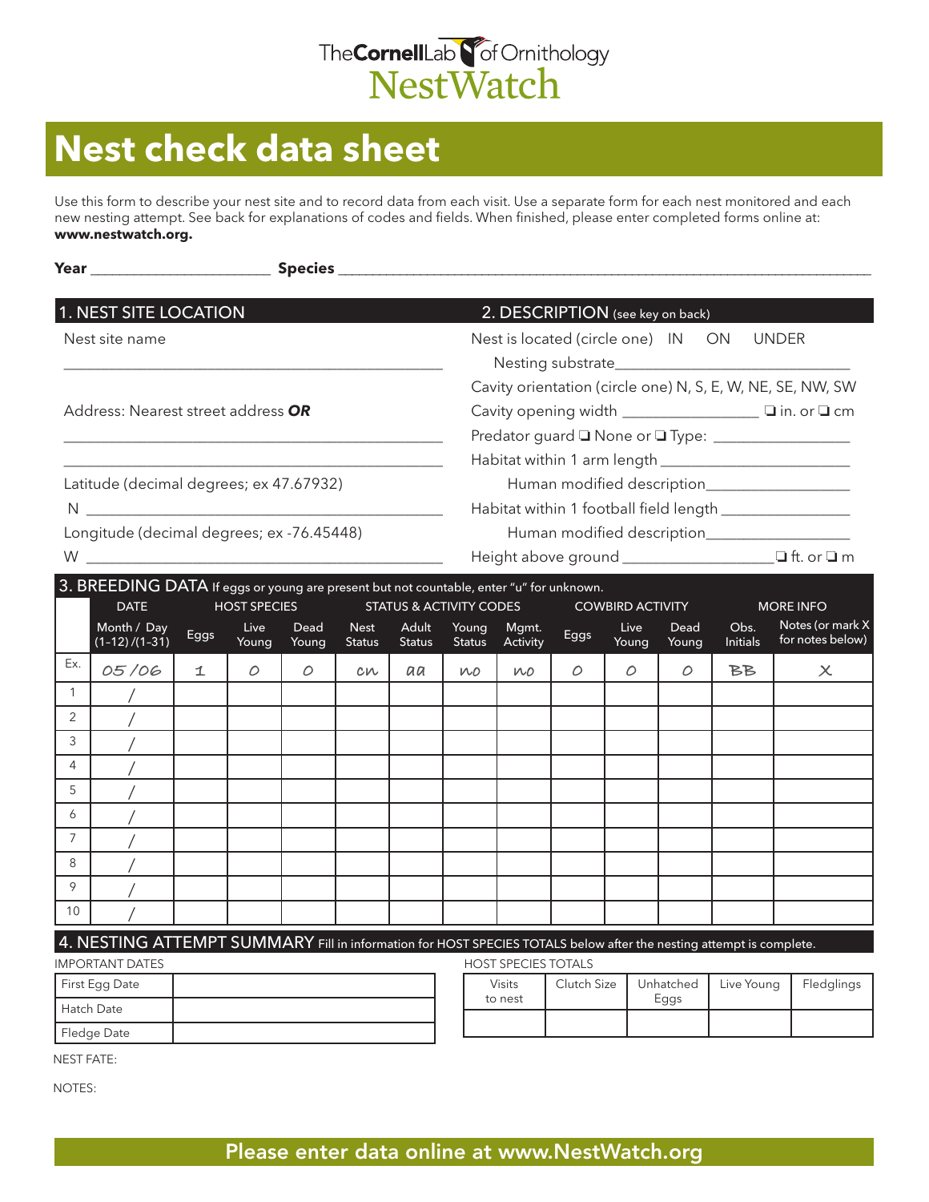The Cornell Lab of Ornithology
NestWatch

# Nest check data sheet

Use this form to describe your nest site and to record data from each visit. Use a separate form for each nest monitored and each new nesting attempt. See back for explanations of codes and fields. When finished, please enter completed forms online at: **www.nestwatch.org.**

**Year** ____________________ **Species** ______________________________________________

## 1. NEST SITE LOCATION

Nest site name

_____________________________________________

Address: Nearest street address ***OR***

_____________________________________________

_____________________________________________

Latitude (decimal degrees; ex 47.67932)

N _____________________________________________

Longitude (decimal degrees; ex -76.45448)

W _____________________________________________

## 2. DESCRIPTION (see key on back)

Nest is located (circle one) IN ON UNDER

Nesting substrate____________________________

Cavity orientation (circle one) N, S, E, W, NE, SE, NW, SW

Cavity opening width ________________ ❑ in. or ❑ cm

Predator guard ❑ None or ❑ Type: ________________

Habitat within 1 arm length ______________________

Human modified description_________________

Habitat within 1 football field length ________________

Human modified description_________________

Height above ground __________________❑ ft. or ❑ m

## 3. BREEDING DATA If eggs or young are present but not countable, enter "u" for unknown.

| | DATE | HOST SPECIES | | | STATUS & ACTIVITY CODES | | | | COWBIRD ACTIVITY | | | MORE INFO | |
|---|---|---|---|---|---|---|---|---|---|---|---|---|---|
| | Month / Day (1-12) /(1-31) | Eggs | Live Young | Dead Young | Nest Status | Adult Status | Young Status | Mgmt. Activity | Eggs | Live Young | Dead Young | Obs. Initials | Notes (or mark X for notes below) |
| Ex. | 05 /06 | 1 | 0 | 0 | cn | aa | no | no | 0 | 0 | 0 | BB | X |
| 1 | / | | | | | | | | | | | | |
| 2 | / | | | | | | | | | | | | |
| 3 | / | | | | | | | | | | | | |
| 4 | / | | | | | | | | | | | | |
| 5 | / | | | | | | | | | | | | |
| 6 | / | | | | | | | | | | | | |
| 7 | / | | | | | | | | | | | | |
| 8 | / | | | | | | | | | | | | |
| 9 | / | | | | | | | | | | | | |
| 10 | / | | | | | | | | | | | | |

## 4. NESTING ATTEMPT SUMMARY Fill in information for HOST SPECIES TOTALS below after the nesting attempt is complete.

IMPORTANT DATES

| | |
|---|---|
| First Egg Date | |
| Hatch Date | |
| Fledge Date | |

HOST SPECIES TOTALS

| Visits to nest | Clutch Size | Unhatched Eggs | Live Young | Fledglings |
|---|---|---|---|---|
| | | | | |

NEST FATE:

NOTES:

Please enter data online at www.NestWatch.org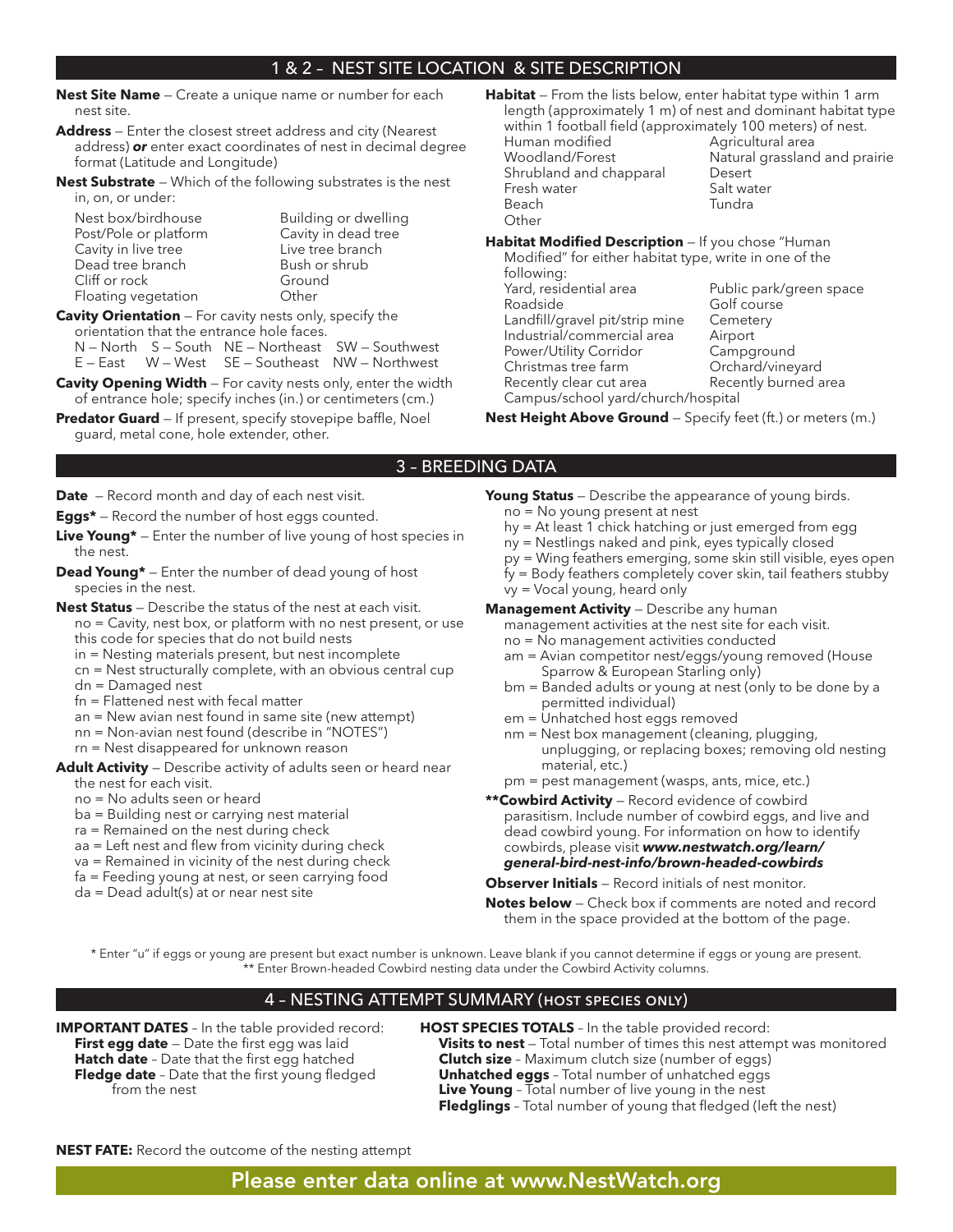## 1 & 2 – NEST SITE LOCATION & SITE DESCRIPTION

**Nest Site Name** – Create a unique name or number for each nest site.

**Address** – Enter the closest street address and city (Nearest address) ***or*** enter exact coordinates of nest in decimal degree format (Latitude and Longitude)

**Nest Substrate** – Which of the following substrates is the nest in, on, or under:

| | |
|---|---|
| Nest box/birdhouse | Building or dwelling |
| Post/Pole or platform | Cavity in dead tree |
| Cavity in live tree | Live tree branch |
| Dead tree branch | Bush or shrub |
| Cliff or rock | Ground |
| Floating vegetation | Other |

**Cavity Orientation** – For cavity nests only, specify the orientation that the entrance hole faces.

N – North S – South NE – Northeast SW – Southwest
E – East W – West SE – Southeast NW – Northwest

**Cavity Opening Width** – For cavity nests only, enter the width of entrance hole; specify inches (in.) or centimeters (cm.)

**Predator Guard** – If present, specify stovepipe baffle, Noel guard, metal cone, hole extender, other.

**Habitat** – From the lists below, enter habitat type within 1 arm length (approximately 1 m) of nest and dominant habitat type within 1 football field (approximately 100 meters) of nest.

| | |
|---|---|
| Human modified | Agricultural area |
| Woodland/Forest | Natural grassland and prairie |
| Shrubland and chapparal | Desert |
| Fresh water | Salt water |
| Beach | Tundra |
| Other | |

**Habitat Modified Description** – If you chose "Human Modified" for either habitat type, write in one of the following:

| | |
|---|---|
| Yard, residential area | Public park/green space |
| Roadside | Golf course |
| Landfill/gravel pit/strip mine | Cemetery |
| Industrial/commercial area | Airport |
| Power/Utility Corridor | Campground |
| Christmas tree farm | Orchard/vineyard |
| Recently clear cut area | Recently burned area |
| Campus/school yard/church/hospital | |

**Nest Height Above Ground** – Specify feet (ft.) or meters (m.)

## 3 – BREEDING DATA

**Date** – Record month and day of each nest visit.

**Eggs*** – Record the number of host eggs counted.

**Live Young*** – Enter the number of live young of host species in the nest.

**Dead Young*** – Enter the number of dead young of host species in the nest.

**Nest Status** – Describe the status of the nest at each visit.
- no = Cavity, nest box, or platform with no nest present, or use this code for species that do not build nests
- in = Nesting materials present, but nest incomplete
- cn = Nest structurally complete, with an obvious central cup
- dn = Damaged nest
- fn = Flattened nest with fecal matter
- an = New avian nest found in same site (new attempt)
- nn = Non-avian nest found (describe in "NOTES")
- rn = Nest disappeared for unknown reason

**Adult Activity** – Describe activity of adults seen or heard near the nest for each visit.
- no = No adults seen or heard
- ba = Building nest or carrying nest material
- ra = Remained on the nest during check
- aa = Left nest and flew from vicinity during check
- va = Remained in vicinity of the nest during check
- fa = Feeding young at nest, or seen carrying food
- da = Dead adult(s) at or near nest site

**Young Status** – Describe the appearance of young birds.
- no = No young present at nest
- hy = At least 1 chick hatching or just emerged from egg
- ny = Nestlings naked and pink, eyes typically closed
- py = Wing feathers emerging, some skin still visible, eyes open
- fy = Body feathers completely cover skin, tail feathers stubby
- vy = Vocal young, heard only

**Management Activity** – Describe any human management activities at the nest site for each visit.
- no = No management activities conducted
- am = Avian competitor nest/eggs/young removed (House Sparrow & European Starling only)
- bm = Banded adults or young at nest (only to be done by a permitted individual)
- em = Unhatched host eggs removed
- nm = Nest box management (cleaning, plugging, unplugging, or replacing boxes; removing old nesting material, etc.)
- pm = pest management (wasps, ants, mice, etc.)

****Cowbird Activity** – Record evidence of cowbird parasitism. Include number of cowbird eggs, and live and dead cowbird young. For information on how to identify cowbirds, please visit ***www.nestwatch.org/learn/general-bird-nest-info/brown-headed-cowbirds***

**Observer Initials** – Record initials of nest monitor.

**Notes below** – Check box if comments are noted and record them in the space provided at the bottom of the page.

\* Enter "u" if eggs or young are present but exact number is unknown. Leave blank if you cannot determine if eggs or young are present.
\*\* Enter Brown-headed Cowbird nesting data under the Cowbird Activity columns.

## 4 – NESTING ATTEMPT SUMMARY (HOST SPECIES ONLY)

**IMPORTANT DATES** – In the table provided record:
- **First egg date** – Date the first egg was laid
- **Hatch date** – Date that the first egg hatched
- **Fledge date** – Date that the first young fledged from the nest

**HOST SPECIES TOTALS** – In the table provided record:
- **Visits to nest** – Total number of times this nest attempt was monitored
- **Clutch size** – Maximum clutch size (number of eggs)
- **Unhatched eggs** – Total number of unhatched eggs
- **Live Young** – Total number of live young in the nest
- **Fledglings** – Total number of young that fledged (left the nest)

**NEST FATE:** Record the outcome of the nesting attempt

**Please enter data online at www.NestWatch.org**